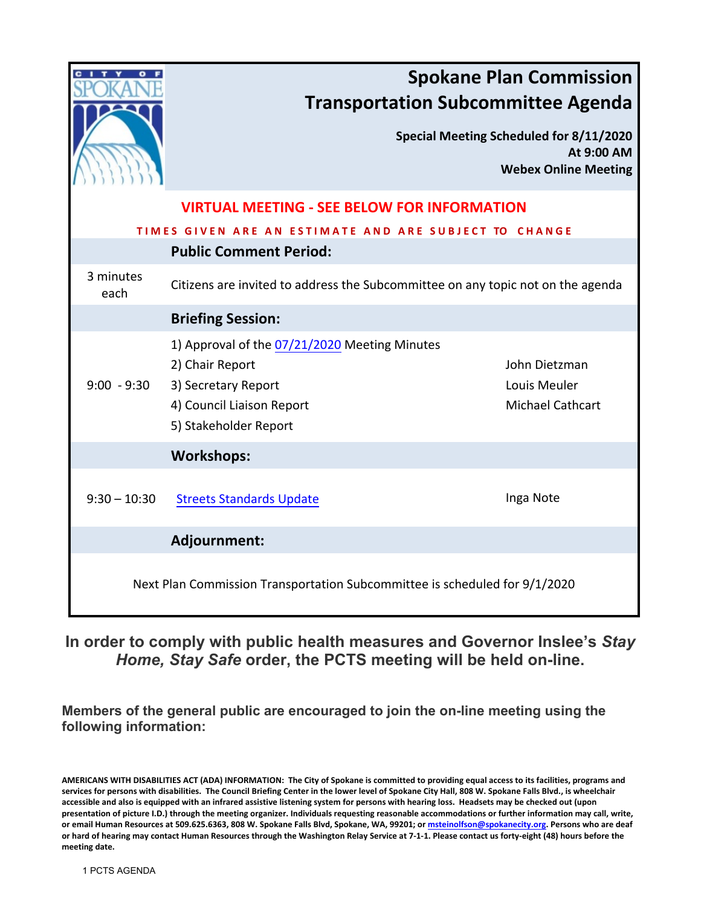# Spokane Plan Commission Transportation Subcommittee Agenda

**Special Meeting Scheduled for 8/11/2020**
**At 9:00 AM**
**Webex Online Meeting**

**VIRTUAL MEETING - SEE BELOW FOR INFORMATION**

**TIMES GIVEN ARE AN ESTIMATE AND ARE SUBJECT TO CHANGE**

| | | |
|---|---|---|
| | **Public Comment Period:** | |
| 3 minutes each | Citizens are invited to address the Subcommittee on any topic not on the agenda | |
| | **Briefing Session:** | |
| 9:00 - 9:30 | 1) Approval of the 07/21/2020 Meeting Minutes<br>2) Chair Report<br>3) Secretary Report<br>4) Council Liaison Report<br>5) Stakeholder Report | <br>John Dietzman<br>Louis Meuler<br>Michael Cathcart<br> |
| | **Workshops:** | |
| 9:30 – 10:30 | Streets Standards Update | Inga Note |
| | **Adjournment:** | |

Next Plan Commission Transportation Subcommittee is scheduled for 9/1/2020

**In order to comply with public health measures and Governor Inslee's *Stay Home, Stay Safe* order, the PCTS meeting will be held on-line.**

**Members of the general public are encouraged to join the on-line meeting using the following information:**

**AMERICANS WITH DISABILITIES ACT (ADA) INFORMATION: The City of Spokane is committed to providing equal access to its facilities, programs and services for persons with disabilities. The Council Briefing Center in the lower level of Spokane City Hall, 808 W. Spokane Falls Blvd., is wheelchair accessible and also is equipped with an infrared assistive listening system for persons with hearing loss. Headsets may be checked out (upon presentation of picture I.D.) through the meeting organizer. Individuals requesting reasonable accommodations or further information may call, write, or email Human Resources at 509.625.6363, 808 W. Spokane Falls Blvd, Spokane, WA, 99201; or msteinolfson@spokanecity.org. Persons who are deaf or hard of hearing may contact Human Resources through the Washington Relay Service at 7-1-1. Please contact us forty-eight (48) hours before the meeting date.**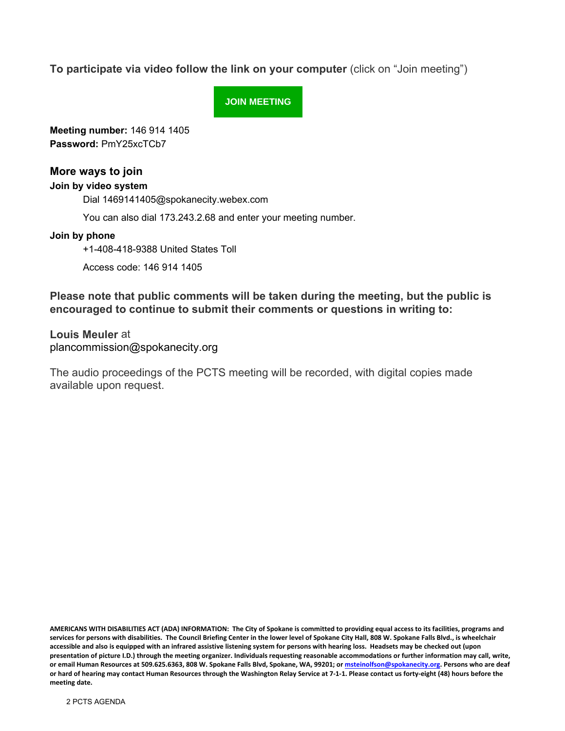**To participate via video follow the link on your computer** (click on "Join meeting")

**JOIN MEETING**

**Meeting number:** 146 914 1405
**Password:** PmY25xcTCb7

## More ways to join

**Join by video system**

Dial 1469141405@spokanecity.webex.com

You can also dial 173.243.2.68 and enter your meeting number.

**Join by phone**

+1-408-418-9388 United States Toll

Access code: 146 914 1405

**Please note that public comments will be taken during the meeting, but the public is encouraged to continue to submit their comments or questions in writing to:**

**Louis Meuler** at
plancommission@spokanecity.org

The audio proceedings of the PCTS meeting will be recorded, with digital copies made available upon request.

**AMERICANS WITH DISABILITIES ACT (ADA) INFORMATION: The City of Spokane is committed to providing equal access to its facilities, programs and services for persons with disabilities. The Council Briefing Center in the lower level of Spokane City Hall, 808 W. Spokane Falls Blvd., is wheelchair accessible and also is equipped with an infrared assistive listening system for persons with hearing loss. Headsets may be checked out (upon presentation of picture I.D.) through the meeting organizer. Individuals requesting reasonable accommodations or further information may call, write, or email Human Resources at 509.625.6363, 808 W. Spokane Falls Blvd, Spokane, WA, 99201; or msteinolfson@spokanecity.org. Persons who are deaf or hard of hearing may contact Human Resources through the Washington Relay Service at 7-1-1. Please contact us forty-eight (48) hours before the meeting date.**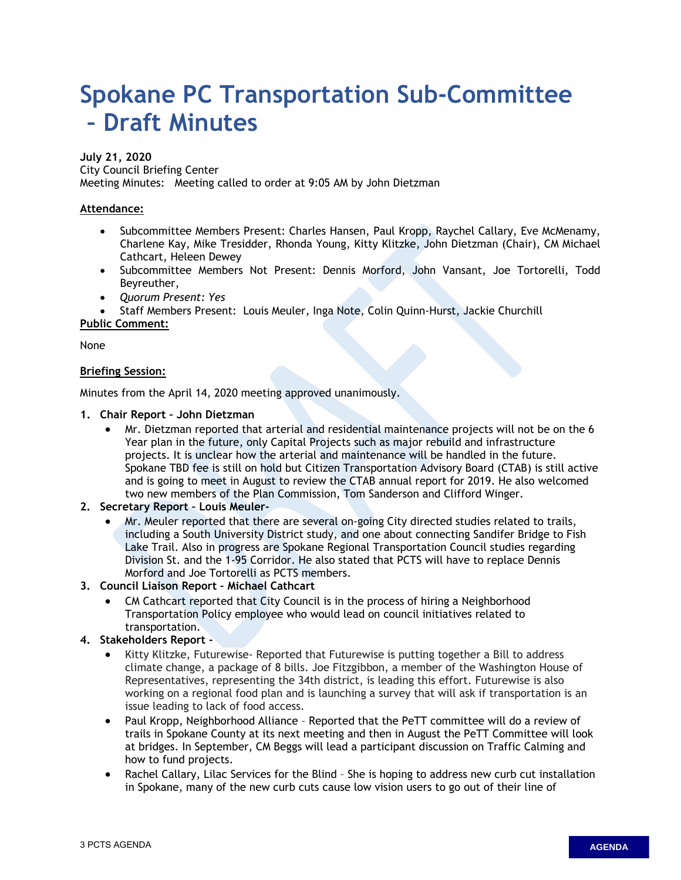# Spokane PC Transportation Sub-Committee – Draft Minutes

**July 21, 2020**
City Council Briefing Center
Meeting Minutes: Meeting called to order at 9:05 AM by John Dietzman

**Attendance:**

- Subcommittee Members Present: Charles Hansen, Paul Kropp, Raychel Callary, Eve McMenamy, Charlene Kay, Mike Tresidder, Rhonda Young, Kitty Klitzke, John Dietzman (Chair), CM Michael Cathcart, Heleen Dewey
- Subcommittee Members Not Present: Dennis Morford, John Vansant, Joe Tortorelli, Todd Beyreuther,
- *Quorum Present: Yes*
- Staff Members Present: Louis Meuler, Inga Note, Colin Quinn-Hurst, Jackie Churchill

**Public Comment:**

None

**Briefing Session:**

Minutes from the April 14, 2020 meeting approved unanimously.

1. **Chair Report – John Dietzman**
   - Mr. Dietzman reported that arterial and residential maintenance projects will not be on the 6 Year plan in the future, only Capital Projects such as major rebuild and infrastructure projects. It is unclear how the arterial and maintenance will be handled in the future. Spokane TBD fee is still on hold but Citizen Transportation Advisory Board (CTAB) is still active and is going to meet in August to review the CTAB annual report for 2019. He also welcomed two new members of the Plan Commission, Tom Sanderson and Clifford Winger.
2. **Secretary Report – Louis Meuler-**
   - Mr. Meuler reported that there are several on-going City directed studies related to trails, including a South University District study, and one about connecting Sandifer Bridge to Fish Lake Trail. Also in progress are Spokane Regional Transportation Council studies regarding Division St. and the 1-95 Corridor. He also stated that PCTS will have to replace Dennis Morford and Joe Tortorelli as PCTS members.
3. **Council Liaison Report – Michael Cathcart**
   - CM Cathcart reported that City Council is in the process of hiring a Neighborhood Transportation Policy employee who would lead on council initiatives related to transportation.
4. **Stakeholders Report -**
   - Kitty Klitzke, Futurewise- Reported that Futurewise is putting together a Bill to address climate change, a package of 8 bills. Joe Fitzgibbon, a member of the Washington House of Representatives, representing the 34th district, is leading this effort. Futurewise is also working on a regional food plan and is launching a survey that will ask if transportation is an issue leading to lack of food access.
   - Paul Kropp, Neighborhood Alliance – Reported that the PeTT committee will do a review of trails in Spokane County at its next meeting and then in August the PeTT Committee will look at bridges. In September, CM Beggs will lead a participant discussion on Traffic Calming and how to fund projects.
   - Rachel Callary, Lilac Services for the Blind – She is hoping to address new curb cut installation in Spokane, many of the new curb cuts cause low vision users to go out of their line of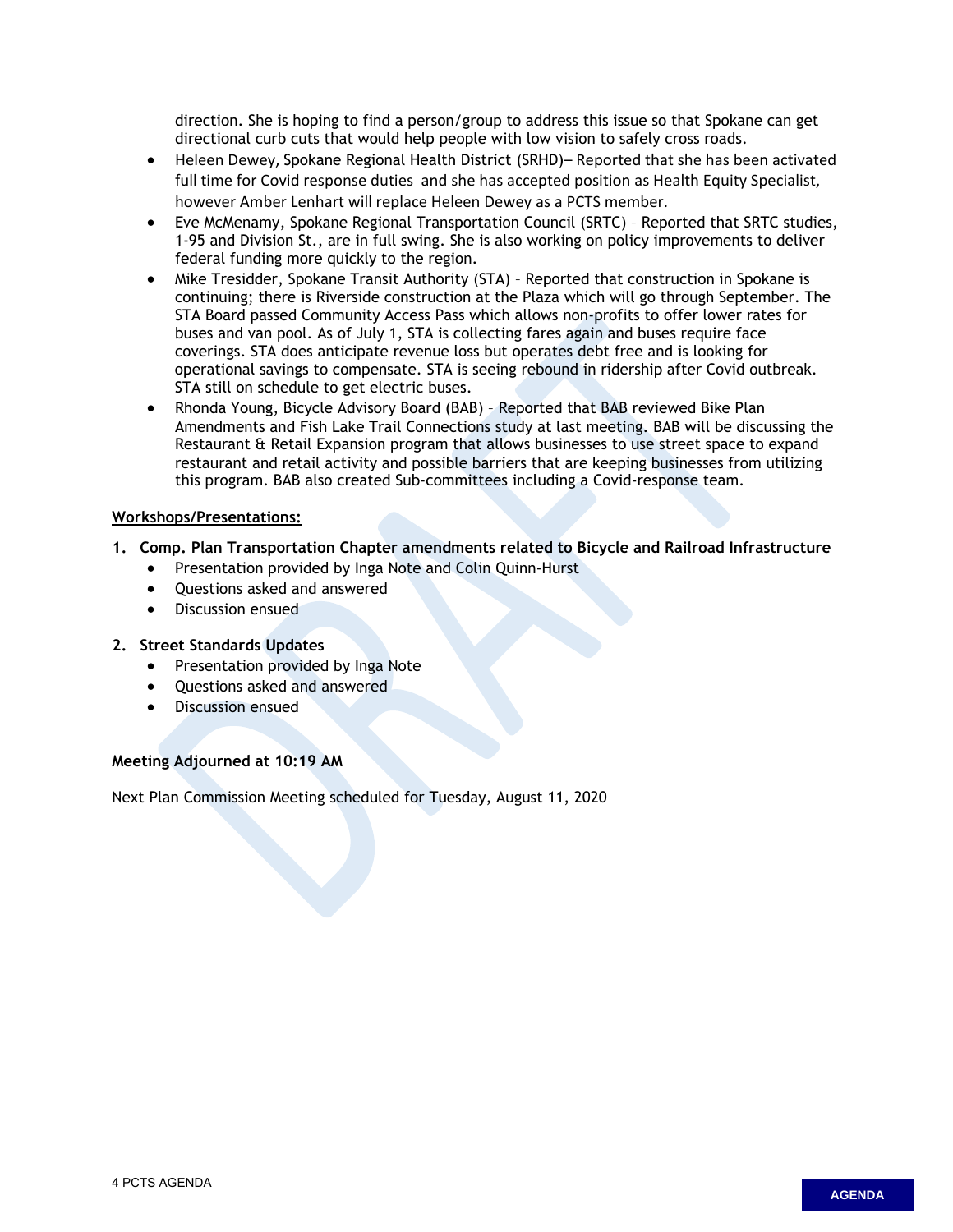direction. She is hoping to find a person/group to address this issue so that Spokane can get directional curb cuts that would help people with low vision to safely cross roads.

- Heleen Dewey, Spokane Regional Health District (SRHD)– Reported that she has been activated full time for Covid response duties and she has accepted position as Health Equity Specialist, however Amber Lenhart will replace Heleen Dewey as a PCTS member.
- Eve McMenamy, Spokane Regional Transportation Council (SRTC) – Reported that SRTC studies, 1-95 and Division St., are in full swing. She is also working on policy improvements to deliver federal funding more quickly to the region.
- Mike Tresidder, Spokane Transit Authority (STA) – Reported that construction in Spokane is continuing; there is Riverside construction at the Plaza which will go through September. The STA Board passed Community Access Pass which allows non-profits to offer lower rates for buses and van pool. As of July 1, STA is collecting fares again and buses require face coverings. STA does anticipate revenue loss but operates debt free and is looking for operational savings to compensate. STA is seeing rebound in ridership after Covid outbreak. STA still on schedule to get electric buses.
- Rhonda Young, Bicycle Advisory Board (BAB) – Reported that BAB reviewed Bike Plan Amendments and Fish Lake Trail Connections study at last meeting. BAB will be discussing the Restaurant & Retail Expansion program that allows businesses to use street space to expand restaurant and retail activity and possible barriers that are keeping businesses from utilizing this program. BAB also created Sub-committees including a Covid-response team.

**Workshops/Presentations:**

1. **Comp. Plan Transportation Chapter amendments related to Bicycle and Railroad Infrastructure**
   - Presentation provided by Inga Note and Colin Quinn-Hurst
   - Questions asked and answered
   - Discussion ensued

2. **Street Standards Updates**
   - Presentation provided by Inga Note
   - Questions asked and answered
   - Discussion ensued

**Meeting Adjourned at 10:19 AM**

Next Plan Commission Meeting scheduled for Tuesday, August 11, 2020